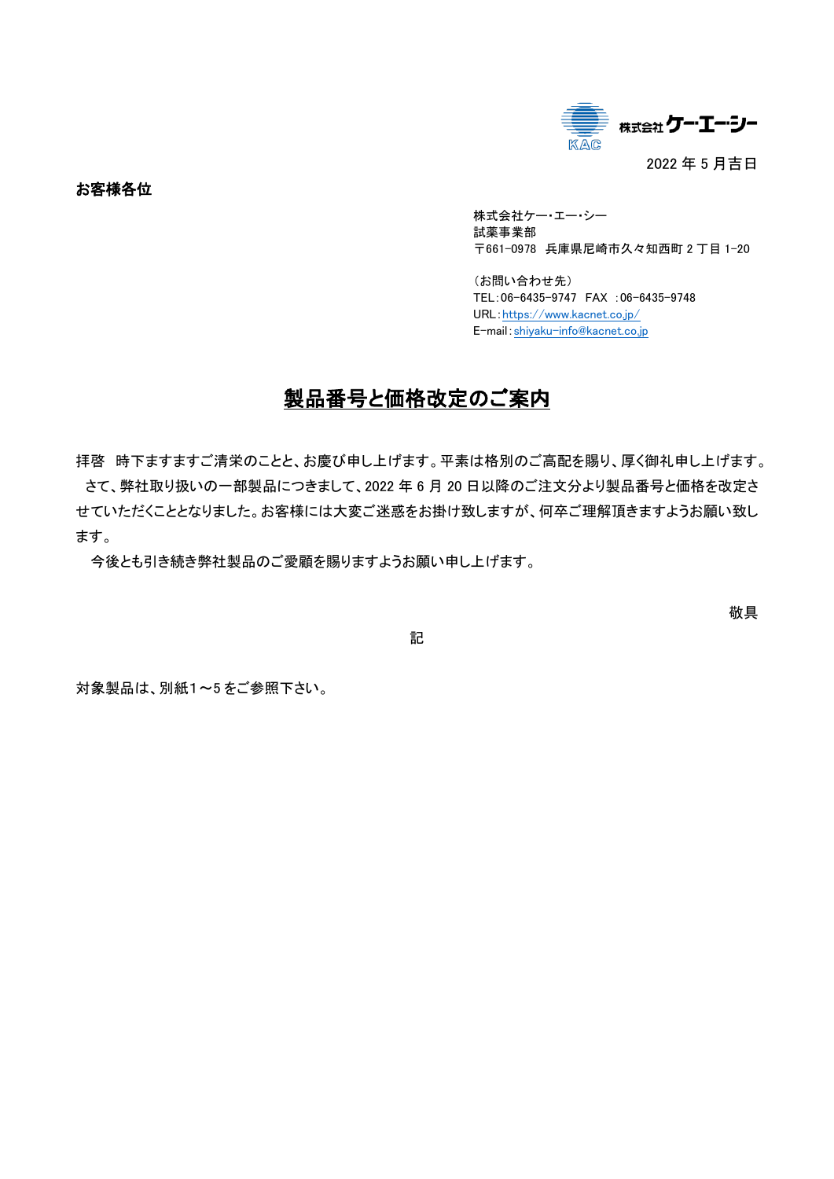株式会社ケー・エー・シー

2022 年 5 月吉日

**お客様各位**

株式会社ケー・エー・シー
試薬事業部
〒661-0978　兵庫県尼崎市久々知西町 2 丁目 1-20

（お問い合わせ先）
TEL：06-6435-9747　FAX　：06-6435-9748
URL：https://www.kacnet.co.jp/
E-mail：shiyaku-info@kacnet.co.jp

# 製品番号と価格改定のご案内

拝啓　時下ますますご清栄のことと、お慶び申し上げます。平素は格別のご高配を賜り、厚く御礼申し上げます。
　さて、弊社取り扱いの一部製品につきまして、2022 年 6 月 20 日以降のご注文分より製品番号と価格を改定させていただくこととなりました。お客様には大変ご迷惑をお掛け致しますが、何卒ご理解頂きますようお願い致します。
　今後とも引き続き弊社製品のご愛顧を賜りますようお願い申し上げます。

敬具

記

対象製品は、別紙1～5をご参照下さい。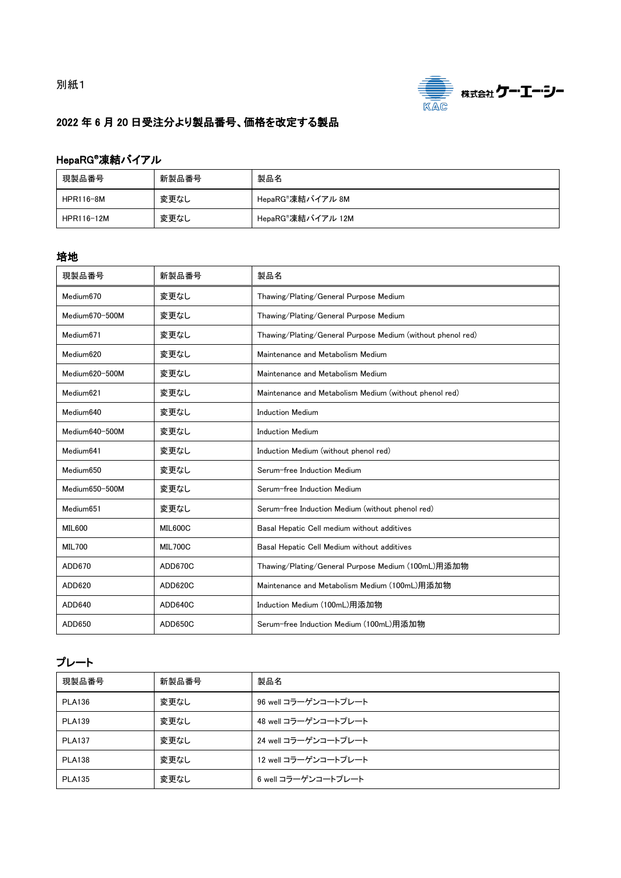別紙1

株式会社ケー・エー・シー

## 2022 年 6 月 20 日受注分より製品番号、価格を改定する製品

### HepaRG®凍結バイアル

| 現製品番号 | 新製品番号 | 製品名 |
|---|---|---|
| HPR116-8M | 変更なし | HepaRG®凍結バイアル 8M |
| HPR116-12M | 変更なし | HepaRG®凍結バイアル 12M |

### 培地

| 現製品番号 | 新製品番号 | 製品名 |
|---|---|---|
| Medium670 | 変更なし | Thawing/Plating/General Purpose Medium |
| Medium670-500M | 変更なし | Thawing/Plating/General Purpose Medium |
| Medium671 | 変更なし | Thawing/Plating/General Purpose Medium (without phenol red) |
| Medium620 | 変更なし | Maintenance and Metabolism Medium |
| Medium620-500M | 変更なし | Maintenance and Metabolism Medium |
| Medium621 | 変更なし | Maintenance and Metabolism Medium (without phenol red) |
| Medium640 | 変更なし | Induction Medium |
| Medium640-500M | 変更なし | Induction Medium |
| Medium641 | 変更なし | Induction Medium (without phenol red) |
| Medium650 | 変更なし | Serum-free Induction Medium |
| Medium650-500M | 変更なし | Serum-free Induction Medium |
| Medium651 | 変更なし | Serum-free Induction Medium (without phenol red) |
| MIL600 | MIL600C | Basal Hepatic Cell medium without additives |
| MIL700 | MIL700C | Basal Hepatic Cell Medium without additives |
| ADD670 | ADD670C | Thawing/Plating/General Purpose Medium (100mL)用添加物 |
| ADD620 | ADD620C | Maintenance and Metabolism Medium (100mL)用添加物 |
| ADD640 | ADD640C | Induction Medium (100mL)用添加物 |
| ADD650 | ADD650C | Serum-free Induction Medium (100mL)用添加物 |

### プレート

| 現製品番号 | 新製品番号 | 製品名 |
|---|---|---|
| PLA136 | 変更なし | 96 well コラーゲンコートプレート |
| PLA139 | 変更なし | 48 well コラーゲンコートプレート |
| PLA137 | 変更なし | 24 well コラーゲンコートプレート |
| PLA138 | 変更なし | 12 well コラーゲンコートプレート |
| PLA135 | 変更なし | 6 well コラーゲンコートプレート |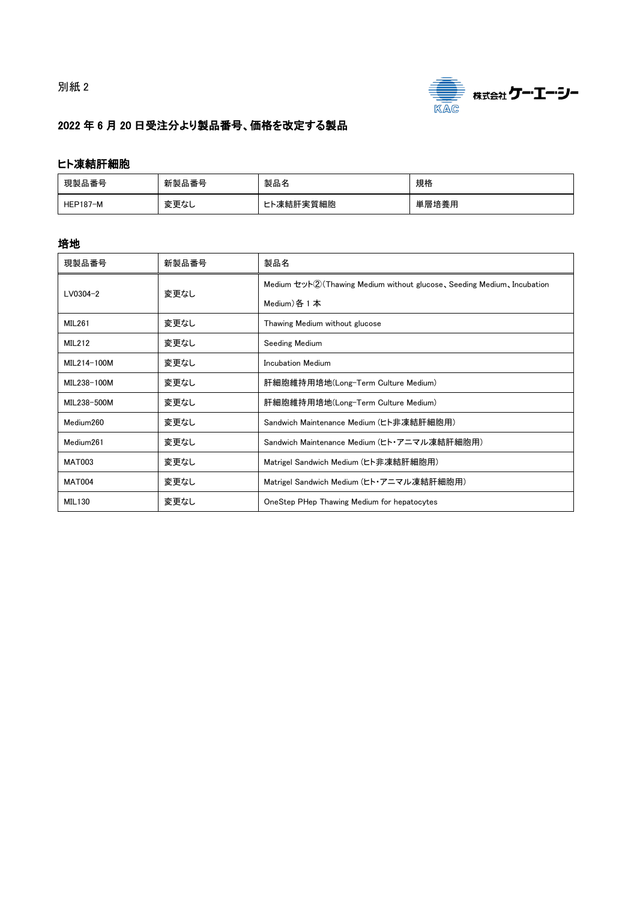別紙 2

株式会社ケー・エー・シー

## 2022 年 6 月 20 日受注分より製品番号、価格を改定する製品

### ヒト凍結肝細胞

| 現製品番号 | 新製品番号 | 製品名 | 規格 |
|---|---|---|---|
| HEP187-M | 変更なし | ヒト凍結肝実質細胞 | 単層培養用 |

### 培地

| 現製品番号 | 新製品番号 | 製品名 |
|---|---|---|
| LV0304-2 | 変更なし | Medium セット②(Thawing Medium without glucose、Seeding Medium、Incubation Medium)各 1 本 |
| MIL261 | 変更なし | Thawing Medium without glucose |
| MIL212 | 変更なし | Seeding Medium |
| MIL214-100M | 変更なし | Incubation Medium |
| MIL238-100M | 変更なし | 肝細胞維持用培地(Long-Term Culture Medium) |
| MIL238-500M | 変更なし | 肝細胞維持用培地(Long-Term Culture Medium) |
| Medium260 | 変更なし | Sandwich Maintenance Medium (ヒト非凍結肝細胞用) |
| Medium261 | 変更なし | Sandwich Maintenance Medium (ヒト・アニマル凍結肝細胞用) |
| MAT003 | 変更なし | Matrigel Sandwich Medium (ヒト非凍結肝細胞用) |
| MAT004 | 変更なし | Matrigel Sandwich Medium (ヒト・アニマル凍結肝細胞用) |
| MIL130 | 変更なし | OneStep PHep Thawing Medium for hepatocytes |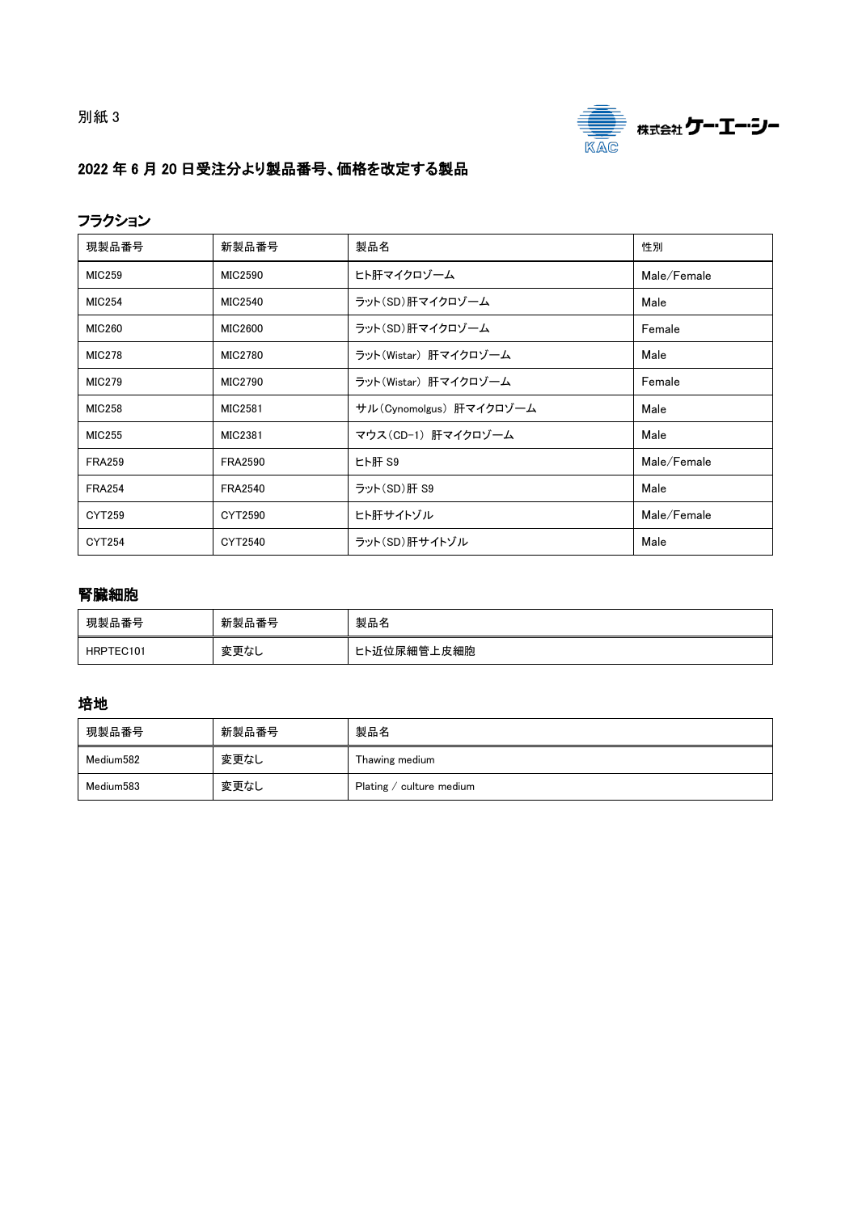別紙 3

株式会社ケー・エー・シー

## 2022 年 6 月 20 日受注分より製品番号、価格を改定する製品

### フラクション

| 現製品番号 | 新製品番号 | 製品名 | 性別 |
|---|---|---|---|
| MIC259 | MIC2590 | ヒト肝マイクロゾーム | Male/Female |
| MIC254 | MIC2540 | ラット(SD)肝マイクロゾーム | Male |
| MIC260 | MIC2600 | ラット(SD)肝マイクロゾーム | Female |
| MIC278 | MIC2780 | ラット(Wistar) 肝マイクロゾーム | Male |
| MIC279 | MIC2790 | ラット(Wistar) 肝マイクロゾーム | Female |
| MIC258 | MIC2581 | サル(Cynomolgus) 肝マイクロゾーム | Male |
| MIC255 | MIC2381 | マウス(CD-1) 肝マイクロゾーム | Male |
| FRA259 | FRA2590 | ヒト肝 S9 | Male/Female |
| FRA254 | FRA2540 | ラット(SD)肝 S9 | Male |
| CYT259 | CYT2590 | ヒト肝サイトゾル | Male/Female |
| CYT254 | CYT2540 | ラット(SD)肝サイトゾル | Male |

### 腎臓細胞

| 現製品番号 | 新製品番号 | 製品名 |
|---|---|---|
| HRPTEC101 | 変更なし | ヒト近位尿細管上皮細胞 |

### 培地

| 現製品番号 | 新製品番号 | 製品名 |
|---|---|---|
| Medium582 | 変更なし | Thawing medium |
| Medium583 | 変更なし | Plating / culture medium |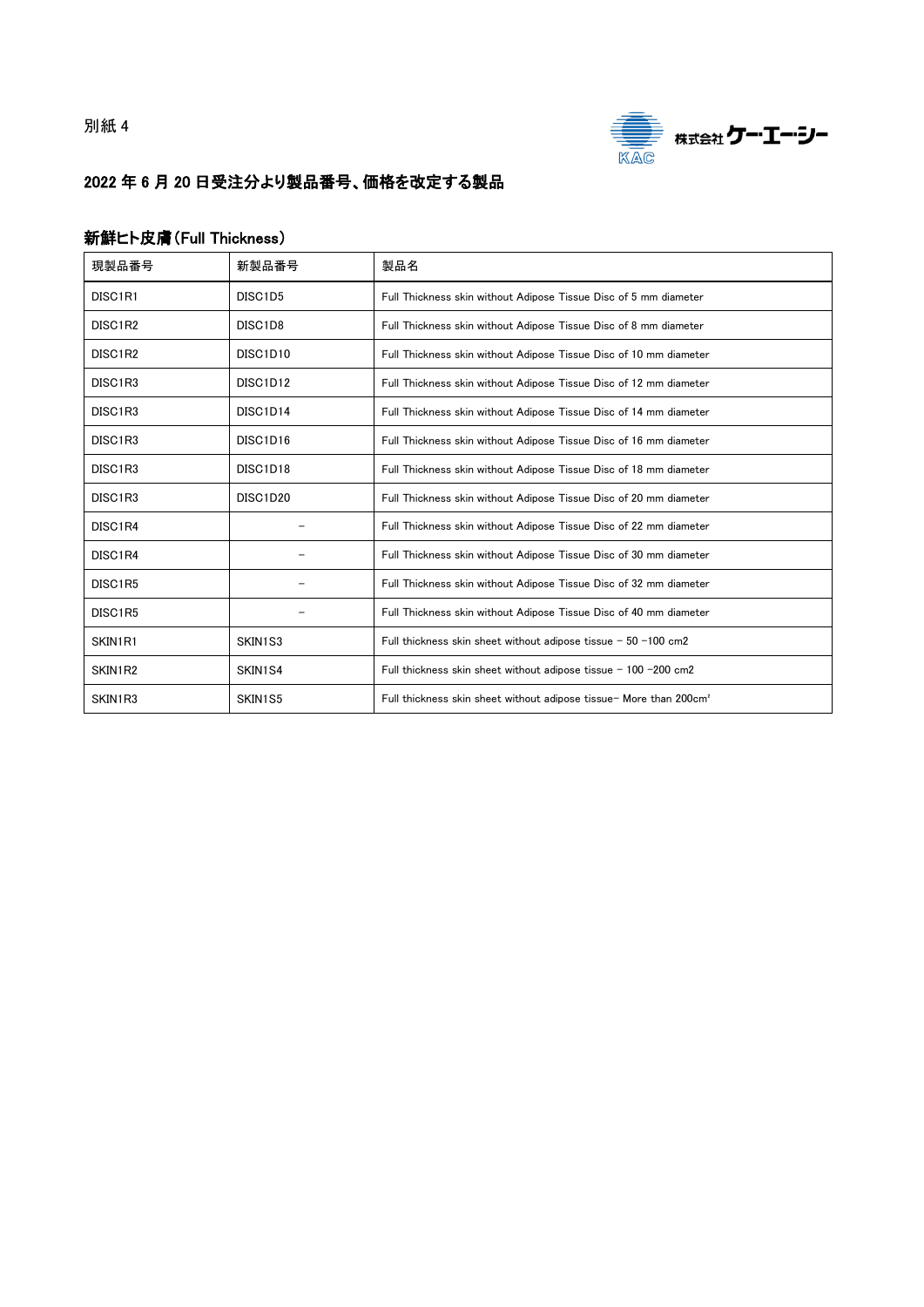別紙 4

株式会社ケー・エー・シー

KAC

## 2022 年 6 月 20 日受注分より製品番号、価格を改定する製品

### 新鮮ヒト皮膚（Full Thickness）

| 現製品番号 | 新製品番号 | 製品名 |
|---|---|---|
| DISC1R1 | DISC1D5 | Full Thickness skin without Adipose Tissue Disc of 5 mm diameter |
| DISC1R2 | DISC1D8 | Full Thickness skin without Adipose Tissue Disc of 8 mm diameter |
| DISC1R2 | DISC1D10 | Full Thickness skin without Adipose Tissue Disc of 10 mm diameter |
| DISC1R3 | DISC1D12 | Full Thickness skin without Adipose Tissue Disc of 12 mm diameter |
| DISC1R3 | DISC1D14 | Full Thickness skin without Adipose Tissue Disc of 14 mm diameter |
| DISC1R3 | DISC1D16 | Full Thickness skin without Adipose Tissue Disc of 16 mm diameter |
| DISC1R3 | DISC1D18 | Full Thickness skin without Adipose Tissue Disc of 18 mm diameter |
| DISC1R3 | DISC1D20 | Full Thickness skin without Adipose Tissue Disc of 20 mm diameter |
| DISC1R4 | – | Full Thickness skin without Adipose Tissue Disc of 22 mm diameter |
| DISC1R4 | – | Full Thickness skin without Adipose Tissue Disc of 30 mm diameter |
| DISC1R5 | – | Full Thickness skin without Adipose Tissue Disc of 32 mm diameter |
| DISC1R5 | – | Full Thickness skin without Adipose Tissue Disc of 40 mm diameter |
| SKIN1R1 | SKIN1S3 | Full thickness skin sheet without adipose tissue – 50 –100 cm2 |
| SKIN1R2 | SKIN1S4 | Full thickness skin sheet without adipose tissue – 100 –200 cm2 |
| SKIN1R3 | SKIN1S5 | Full thickness skin sheet without adipose tissue– More than 200cm² |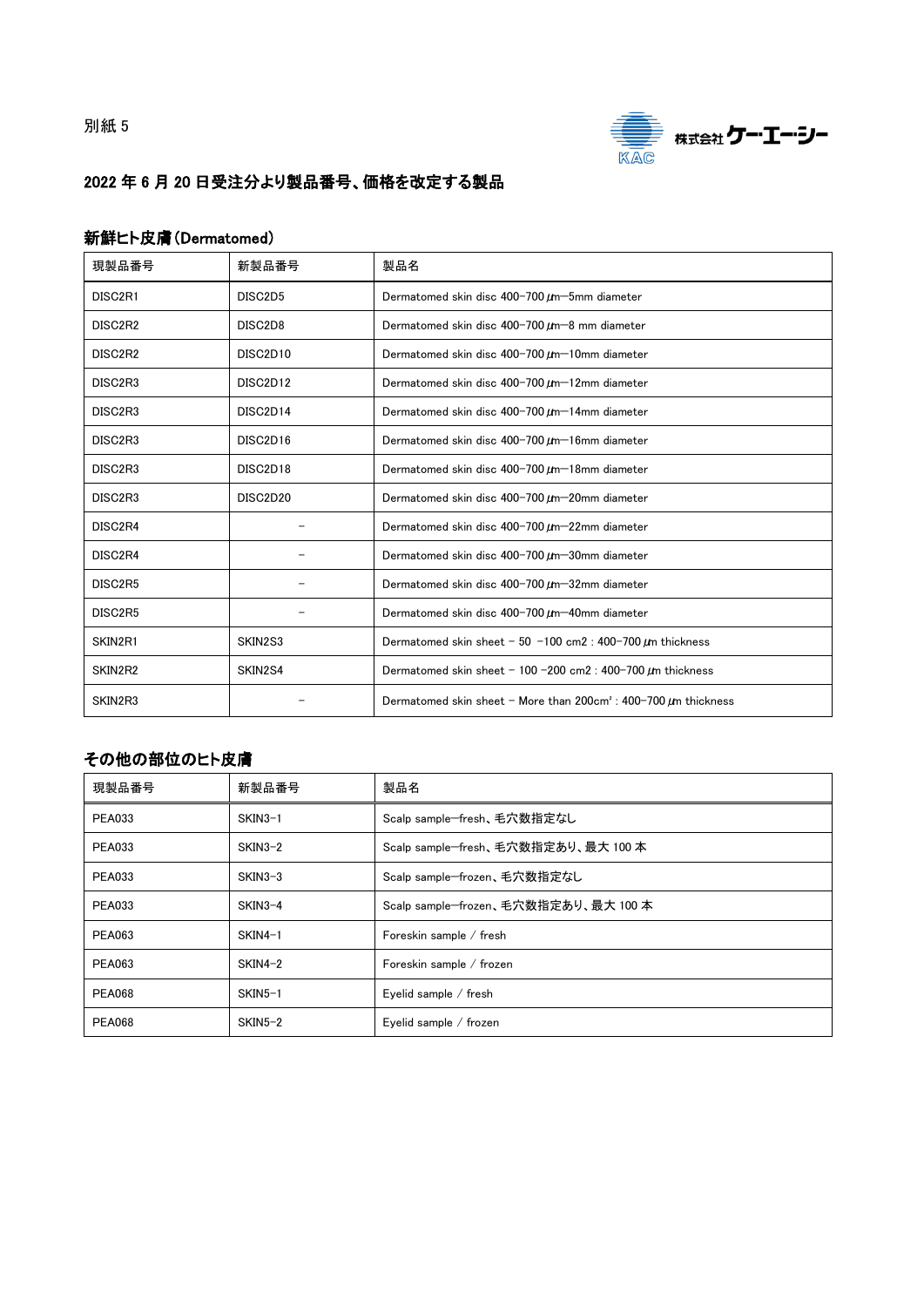別紙 5

株式会社ケー・エー・シー

KAC

## 2022 年 6 月 20 日受注分より製品番号、価格を改定する製品

### 新鮮ヒト皮膚（Dermatomed）

| 現製品番号 | 新製品番号 | 製品名 |
|---|---|---|
| DISC2R1 | DISC2D5 | Dermatomed skin disc 400-700 µm—5mm diameter |
| DISC2R2 | DISC2D8 | Dermatomed skin disc 400-700 µm—8 mm diameter |
| DISC2R2 | DISC2D10 | Dermatomed skin disc 400-700 µm—10mm diameter |
| DISC2R3 | DISC2D12 | Dermatomed skin disc 400-700 µm—12mm diameter |
| DISC2R3 | DISC2D14 | Dermatomed skin disc 400-700 µm—14mm diameter |
| DISC2R3 | DISC2D16 | Dermatomed skin disc 400-700 µm—16mm diameter |
| DISC2R3 | DISC2D18 | Dermatomed skin disc 400-700 µm—18mm diameter |
| DISC2R3 | DISC2D20 | Dermatomed skin disc 400-700 µm—20mm diameter |
| DISC2R4 | – | Dermatomed skin disc 400-700 µm—22mm diameter |
| DISC2R4 | – | Dermatomed skin disc 400-700 µm—30mm diameter |
| DISC2R5 | – | Dermatomed skin disc 400-700 µm—32mm diameter |
| DISC2R5 | – | Dermatomed skin disc 400-700 µm—40mm diameter |
| SKIN2R1 | SKIN2S3 | Dermatomed skin sheet – 50 -100 cm2 : 400-700 µm thickness |
| SKIN2R2 | SKIN2S4 | Dermatomed skin sheet – 100 -200 cm2 : 400-700 µm thickness |
| SKIN2R3 | – | Dermatomed skin sheet – More than 200cm² : 400-700 µm thickness |

### その他の部位のヒト皮膚

| 現製品番号 | 新製品番号 | 製品名 |
|---|---|---|
| PEA033 | SKIN3-1 | Scalp sample—fresh、毛穴数指定なし |
| PEA033 | SKIN3-2 | Scalp sample—fresh、毛穴数指定あり、最大 100 本 |
| PEA033 | SKIN3-3 | Scalp sample—frozen、毛穴数指定なし |
| PEA033 | SKIN3-4 | Scalp sample—frozen、毛穴数指定あり、最大 100 本 |
| PEA063 | SKIN4-1 | Foreskin sample / fresh |
| PEA063 | SKIN4-2 | Foreskin sample / frozen |
| PEA068 | SKIN5-1 | Eyelid sample / fresh |
| PEA068 | SKIN5-2 | Eyelid sample / frozen |